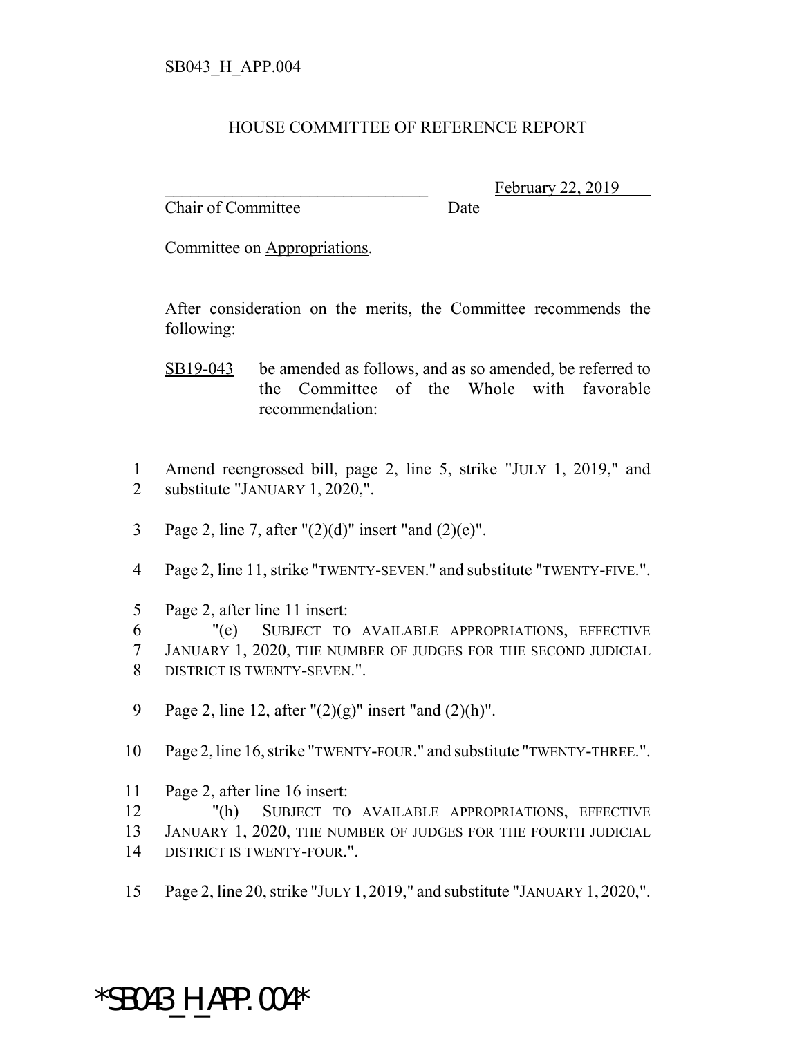SB043_H_APP.004

# HOUSE COMMITTEE OF REFERENCE REPORT

________________________________ February 22, 2019
Chair of Committee Date

Committee on Appropriations.

After consideration on the merits, the Committee recommends the following:

SB19-043 be amended as follows, and as so amended, be referred to the Committee of the Whole with favorable recommendation:

1 Amend reengrossed bill, page 2, line 5, strike "JULY 1, 2019," and
2 substitute "JANUARY 1, 2020,".

3 Page 2, line 7, after "(2)(d)" insert "and (2)(e)".

4 Page 2, line 11, strike "TWENTY-SEVEN." and substitute "TWENTY-FIVE.".

5 Page 2, after line 11 insert:
6 "(e) SUBJECT TO AVAILABLE APPROPRIATIONS, EFFECTIVE
7 JANUARY 1, 2020, THE NUMBER OF JUDGES FOR THE SECOND JUDICIAL
8 DISTRICT IS TWENTY-SEVEN.".

9 Page 2, line 12, after "(2)(g)" insert "and (2)(h)".

10 Page 2, line 16, strike "TWENTY-FOUR." and substitute "TWENTY-THREE.".

11 Page 2, after line 16 insert:
12 "(h) SUBJECT TO AVAILABLE APPROPRIATIONS, EFFECTIVE
13 JANUARY 1, 2020, THE NUMBER OF JUDGES FOR THE FOURTH JUDICIAL
14 DISTRICT IS TWENTY-FOUR.".

15 Page 2, line 20, strike "JULY 1, 2019," and substitute "JANUARY 1, 2020,".

*SB043_H_APP.004*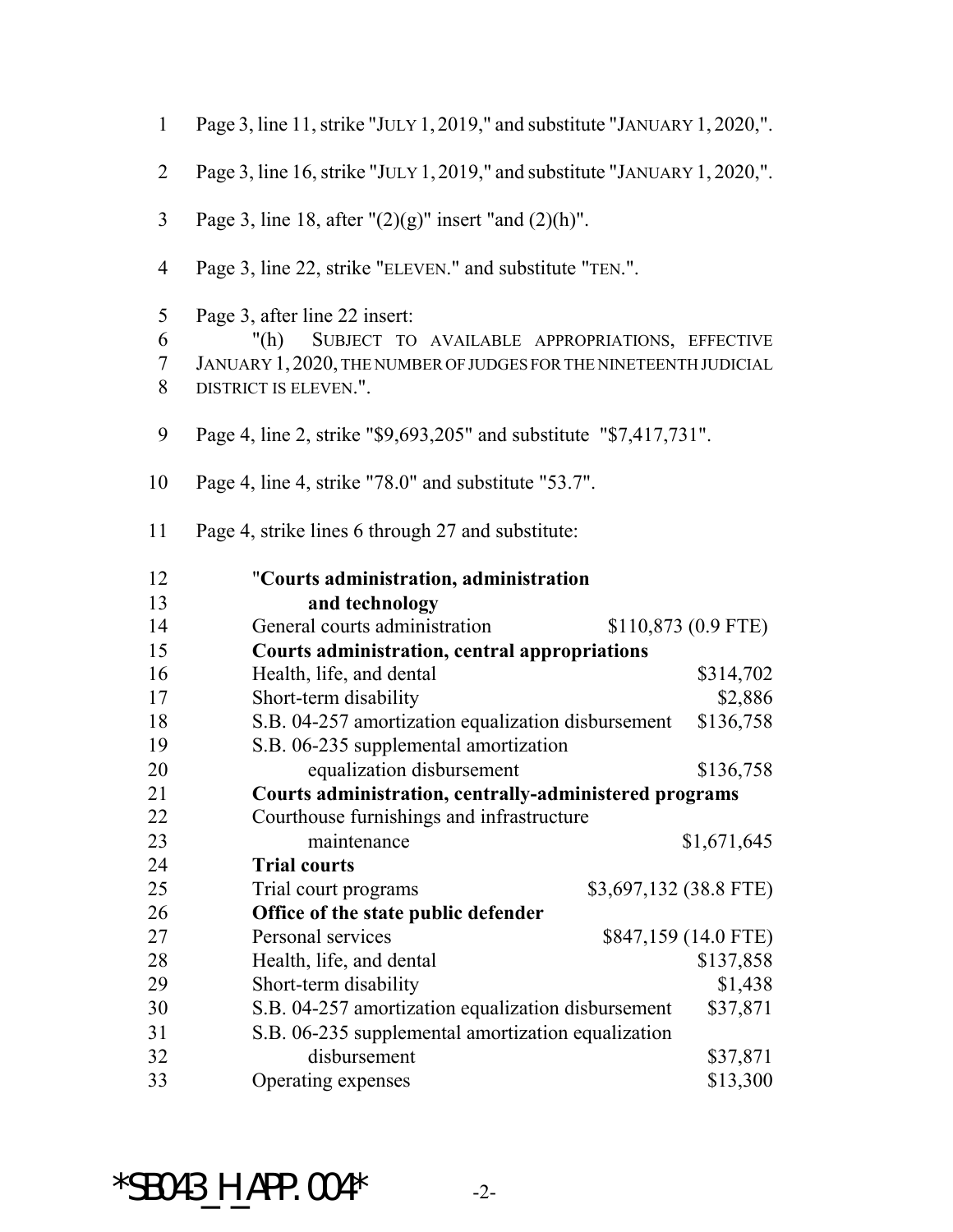Page 3, line 11, strike "JULY 1, 2019," and substitute "JANUARY 1, 2020,".

Page 3, line 16, strike "JULY 1, 2019," and substitute "JANUARY 1, 2020,".

Page 3, line 18, after "(2)(g)" insert "and (2)(h)".

Page 3, line 22, strike "ELEVEN." and substitute "TEN.".

Page 3, after line 22 insert:

"(h) SUBJECT TO AVAILABLE APPROPRIATIONS, EFFECTIVE JANUARY 1, 2020, THE NUMBER OF JUDGES FOR THE NINETEENTH JUDICIAL DISTRICT IS ELEVEN.".

Page 4, line 2, strike "$9,693,205" and substitute "$7,417,731".

Page 4, line 4, strike "78.0" and substitute "53.7".

Page 4, strike lines 6 through 27 and substitute:

"**Courts administration, administration and technology**

| | |
|---|---|
| General courts administration | $110,873 (0.9 FTE) |

**Courts administration, central appropriations**

| | |
|---|---|
| Health, life, and dental | $314,702 |
| Short-term disability | $2,886 |
| S.B. 04-257 amortization equalization disbursement | $136,758 |
| S.B. 06-235 supplemental amortization equalization disbursement | $136,758 |

**Courts administration, centrally-administered programs**

| | |
|---|---|
| Courthouse furnishings and infrastructure maintenance | $1,671,645 |

**Trial courts**

| | |
|---|---|
| Trial court programs | $3,697,132 (38.8 FTE) |

**Office of the state public defender**

| | |
|---|---|
| Personal services | $847,159 (14.0 FTE) |
| Health, life, and dental | $137,858 |
| Short-term disability | $1,438 |
| S.B. 04-257 amortization equalization disbursement | $37,871 |
| S.B. 06-235 supplemental amortization equalization disbursement | $37,871 |
| Operating expenses | $13,300 |

*SB043_H_APP.004*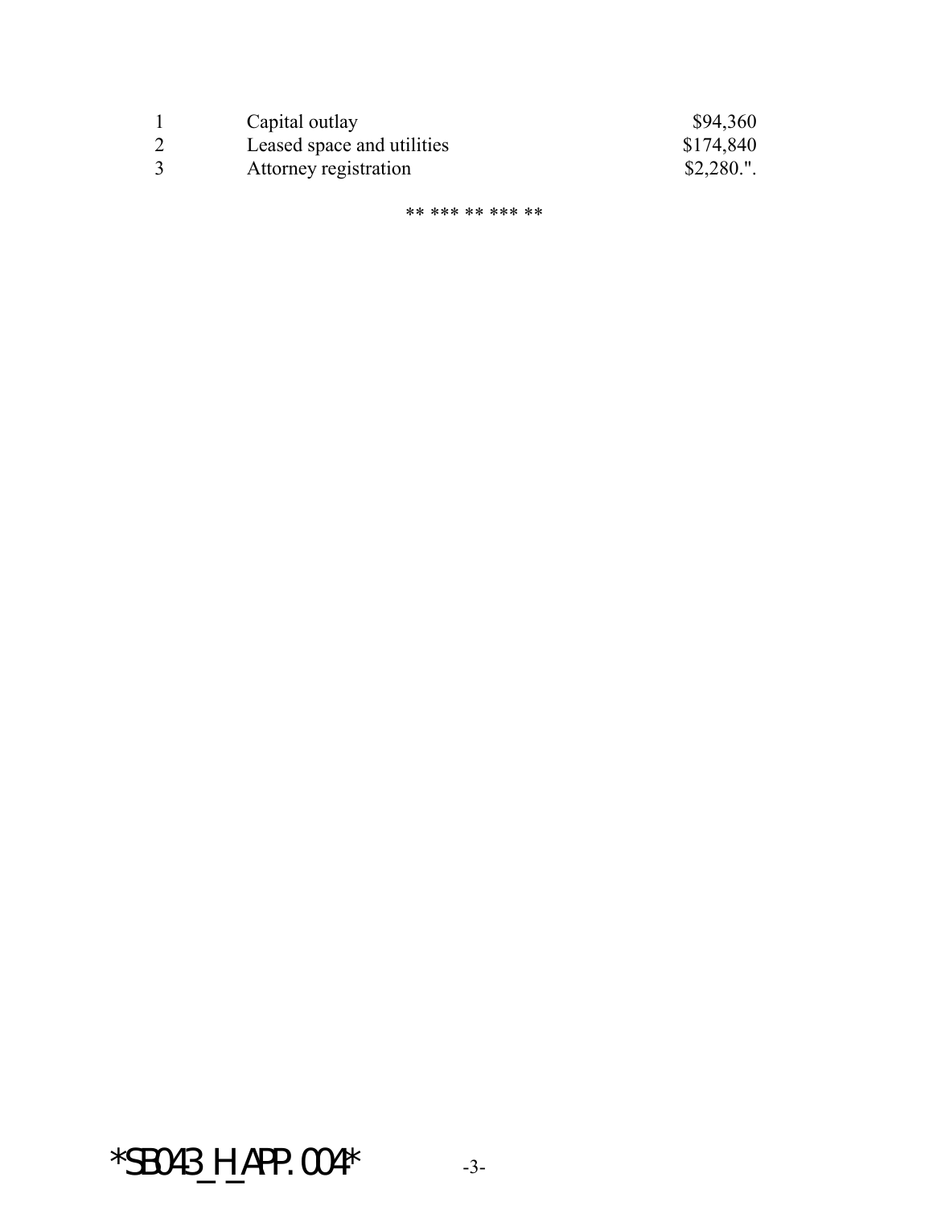| | | |
|---|---|---|
| 1 | Capital outlay | $94,360 |
| 2 | Leased space and utilities | $174,840 |
| 3 | Attorney registration | $2,280.". |

** *** ** *** **

*SB043_H_APP.004*